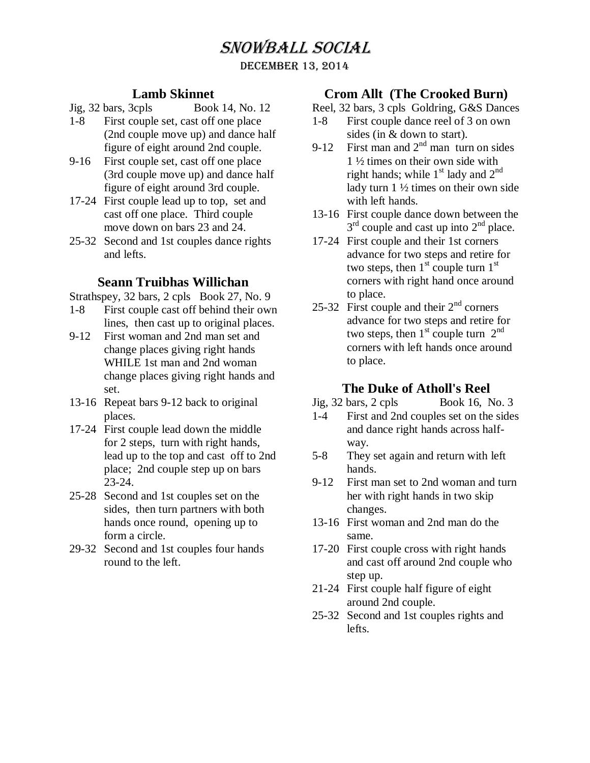# Snowball Social

December 13, 2014

## Lamb Skinnet

Jig, 32 bars, 3cpls Book 14, No. 12

- 1-8 First couple set, cast off one place (2nd couple move up) and dance half figure of eight around 2nd couple.
- 9-16 First couple set, cast off one place (3rd couple move up) and dance half figure of eight around 3rd couple.
- 17-24 First couple lead up to top, set and cast off one place. Third couple move down on bars 23 and 24.
- 25-32 Second and 1st couples dance rights and lefts.

## Seann Truibhas Willichan

Strathspey, 32 bars, 2 cpls Book 27, No. 9

- 1-8 First couple cast off behind their own lines, then cast up to original places.
- 9-12 First woman and 2nd man set and change places giving right hands WHILE 1st man and 2nd woman change places giving right hands and set.
- 13-16 Repeat bars 9-12 back to original places.
- 17-24 First couple lead down the middle for 2 steps, turn with right hands, lead up to the top and cast off to 2nd place; 2nd couple step up on bars 23-24.
- 25-28 Second and 1st couples set on the sides, then turn partners with both hands once round, opening up to form a circle.
- 29-32 Second and 1st couples four hands round to the left.

## Crom Allt (The Crooked Burn)

Reel, 32 bars, 3 cpls Goldring, G&S Dances

- 1-8 First couple dance reel of 3 on own sides (in & down to start).
- 9-12 First man and 2nd man turn on sides 1 ½ times on their own side with right hands; while 1st lady and 2nd lady turn 1 ½ times on their own side with left hands.
- 13-16 First couple dance down between the 3rd couple and cast up into 2nd place.
- 17-24 First couple and their 1st corners advance for two steps and retire for two steps, then 1st couple turn 1st corners with right hand once around to place.
- 25-32 First couple and their 2nd corners advance for two steps and retire for two steps, then 1st couple turn 2nd corners with left hands once around to place.

## The Duke of Atholl's Reel

Jig, 32 bars, 2 cpls Book 16, No. 3

- 1-4 First and 2nd couples set on the sides and dance right hands across half-way.
- 5-8 They set again and return with left hands.
- 9-12 First man set to 2nd woman and turn her with right hands in two skip changes.
- 13-16 First woman and 2nd man do the same.
- 17-20 First couple cross with right hands and cast off around 2nd couple who step up.
- 21-24 First couple half figure of eight around 2nd couple.
- 25-32 Second and 1st couples rights and lefts.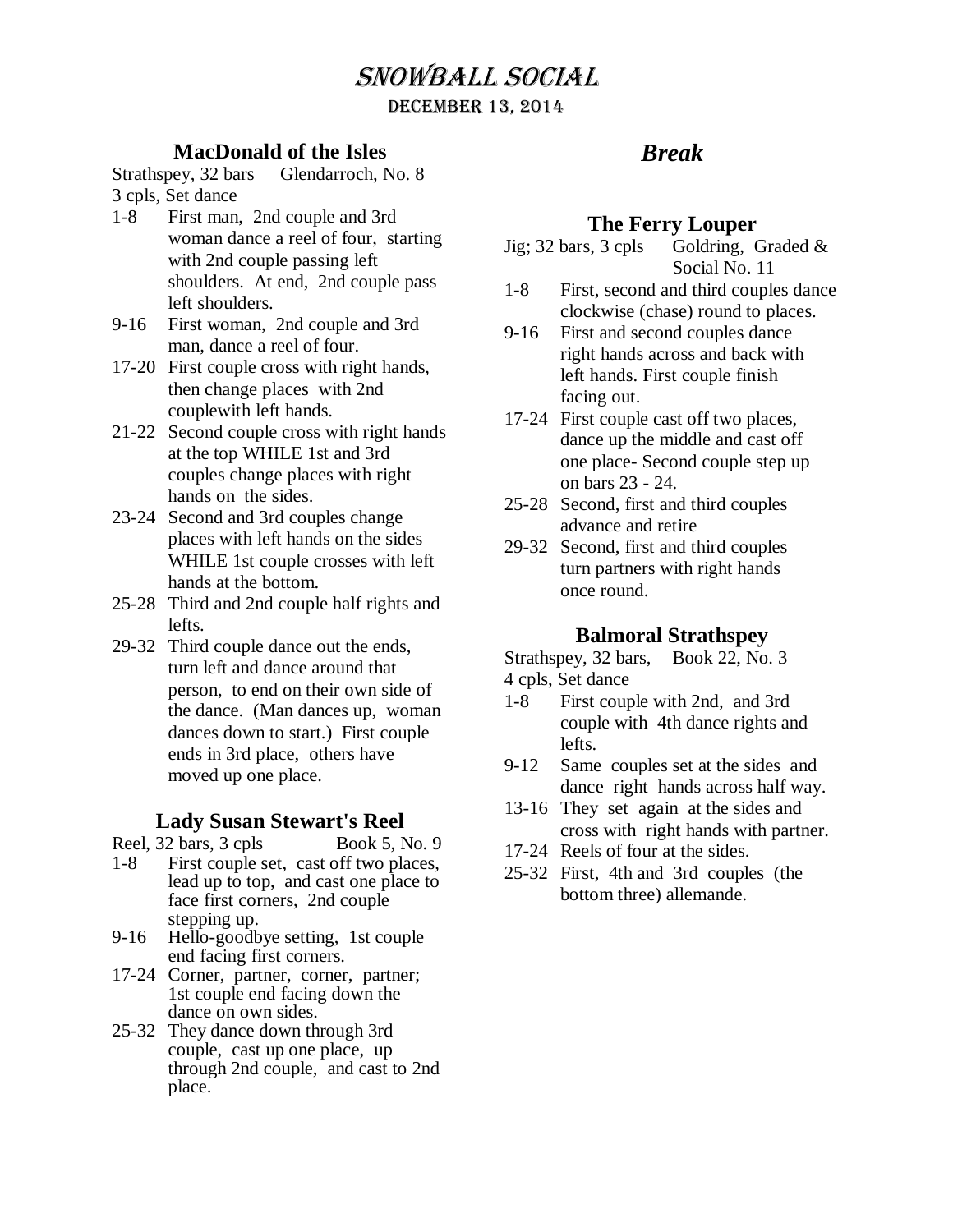# Snowball Social

December 13, 2014

## MacDonald of the Isles

Strathspey, 32 bars Glendarroch, No. 8
3 cpls, Set dance

- 1-8 First man, 2nd couple and 3rd woman dance a reel of four, starting with 2nd couple passing left shoulders. At end, 2nd couple pass left shoulders.
- 9-16 First woman, 2nd couple and 3rd man, dance a reel of four.
- 17-20 First couple cross with right hands, then change places with 2nd couplewith left hands.
- 21-22 Second couple cross with right hands at the top WHILE 1st and 3rd couples change places with right hands on the sides.
- 23-24 Second and 3rd couples change places with left hands on the sides WHILE 1st couple crosses with left hands at the bottom.
- 25-28 Third and 2nd couple half rights and lefts.
- 29-32 Third couple dance out the ends, turn left and dance around that person, to end on their own side of the dance. (Man dances up, woman dances down to start.) First couple ends in 3rd place, others have moved up one place.

## Lady Susan Stewart's Reel

Reel, 32 bars, 3 cpls Book 5, No. 9

- 1-8 First couple set, cast off two places, lead up to top, and cast one place to face first corners, 2nd couple stepping up.
- 9-16 Hello-goodbye setting, 1st couple end facing first corners.
- 17-24 Corner, partner, corner, partner; 1st couple end facing down the dance on own sides.
- 25-32 They dance down through 3rd couple, cast up one place, up through 2nd couple, and cast to 2nd place.

## *Break*

## The Ferry Louper

Jig; 32 bars, 3 cpls Goldring, Graded & Social No. 11

- 1-8 First, second and third couples dance clockwise (chase) round to places.
- 9-16 First and second couples dance right hands across and back with left hands. First couple finish facing out.
- 17-24 First couple cast off two places, dance up the middle and cast off one place- Second couple step up on bars 23 - 24.
- 25-28 Second, first and third couples advance and retire
- 29-32 Second, first and third couples turn partners with right hands once round.

## Balmoral Strathspey

Strathspey, 32 bars, Book 22, No. 3
4 cpls, Set dance

- 1-8 First couple with 2nd, and 3rd couple with 4th dance rights and lefts.
- 9-12 Same couples set at the sides and dance right hands across half way.
- 13-16 They set again at the sides and cross with right hands with partner.
- 17-24 Reels of four at the sides.
- 25-32 First, 4th and 3rd couples (the bottom three) allemande.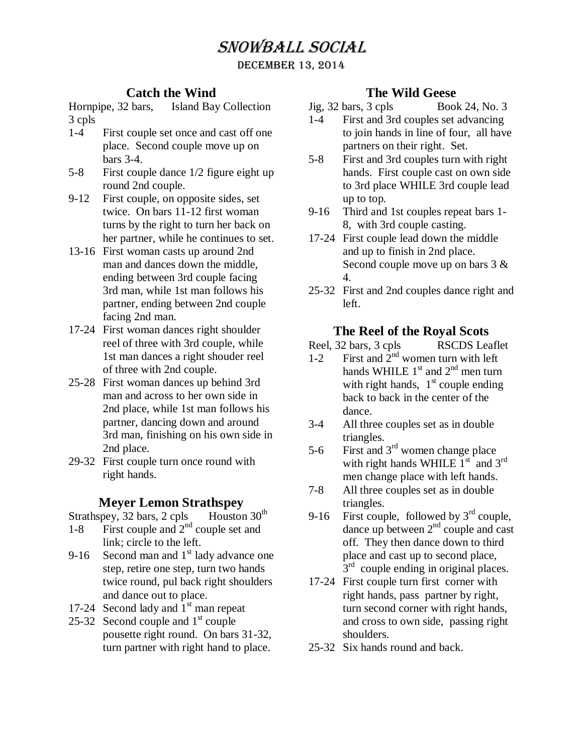# Snowball Social

December 13, 2014

## Catch the Wind

Hornpipe, 32 bars, Island Bay Collection
3 cpls

- 1-4 First couple set once and cast off one place. Second couple move up on bars 3-4.
- 5-8 First couple dance 1/2 figure eight up round 2nd couple.
- 9-12 First couple, on opposite sides, set twice. On bars 11-12 first woman turns by the right to turn her back on her partner, while he continues to set.
- 13-16 First woman casts up around 2nd man and dances down the middle, ending between 3rd couple facing 3rd man, while 1st man follows his partner, ending between 2nd couple facing 2nd man.
- 17-24 First woman dances right shoulder reel of three with 3rd couple, while 1st man dances a right shouder reel of three with 2nd couple.
- 25-28 First woman dances up behind 3rd man and across to her own side in 2nd place, while 1st man follows his partner, dancing down and around 3rd man, finishing on his own side in 2nd place.
- 29-32 First couple turn once round with right hands.

## Meyer Lemon Strathspey

Strathspey, 32 bars, 2 cpls Houston 30th

- 1-8 First couple and 2nd couple set and link; circle to the left.
- 9-16 Second man and 1st lady advance one step, retire one step, turn two hands twice round, pul back right shoulders and dance out to place.
- 17-24 Second lady and 1st man repeat
- 25-32 Second couple and 1st couple pousette right round. On bars 31-32, turn partner with right hand to place.

## The Wild Geese

Jig, 32 bars, 3 cpls Book 24, No. 3

- 1-4 First and 3rd couples set advancing to join hands in line of four, all have partners on their right. Set.
- 5-8 First and 3rd couples turn with right hands. First couple cast on own side to 3rd place WHILE 3rd couple lead up to top.
- 9-16 Third and 1st couples repeat bars 1-8, with 3rd couple casting.
- 17-24 First couple lead down the middle and up to finish in 2nd place. Second couple move up on bars 3 & 4.
- 25-32 First and 2nd couples dance right and left.

## The Reel of the Royal Scots

Reel, 32 bars, 3 cpls RSCDS Leaflet

- 1-2 First and 2nd women turn with left hands WHILE 1st and 2nd men turn with right hands, 1st couple ending back to back in the center of the dance.
- 3-4 All three couples set as in double triangles.
- 5-6 First and 3rd women change place with right hands WHILE 1st and 3rd men change place with left hands.
- 7-8 All three couples set as in double triangles.
- 9-16 First couple, followed by 3rd couple, dance up between 2nd couple and cast off. They then dance down to third place and cast up to second place, 3rd couple ending in original places.
- 17-24 First couple turn first corner with right hands, pass partner by right, turn second corner with right hands, and cross to own side, passing right shoulders.
- 25-32 Six hands round and back.